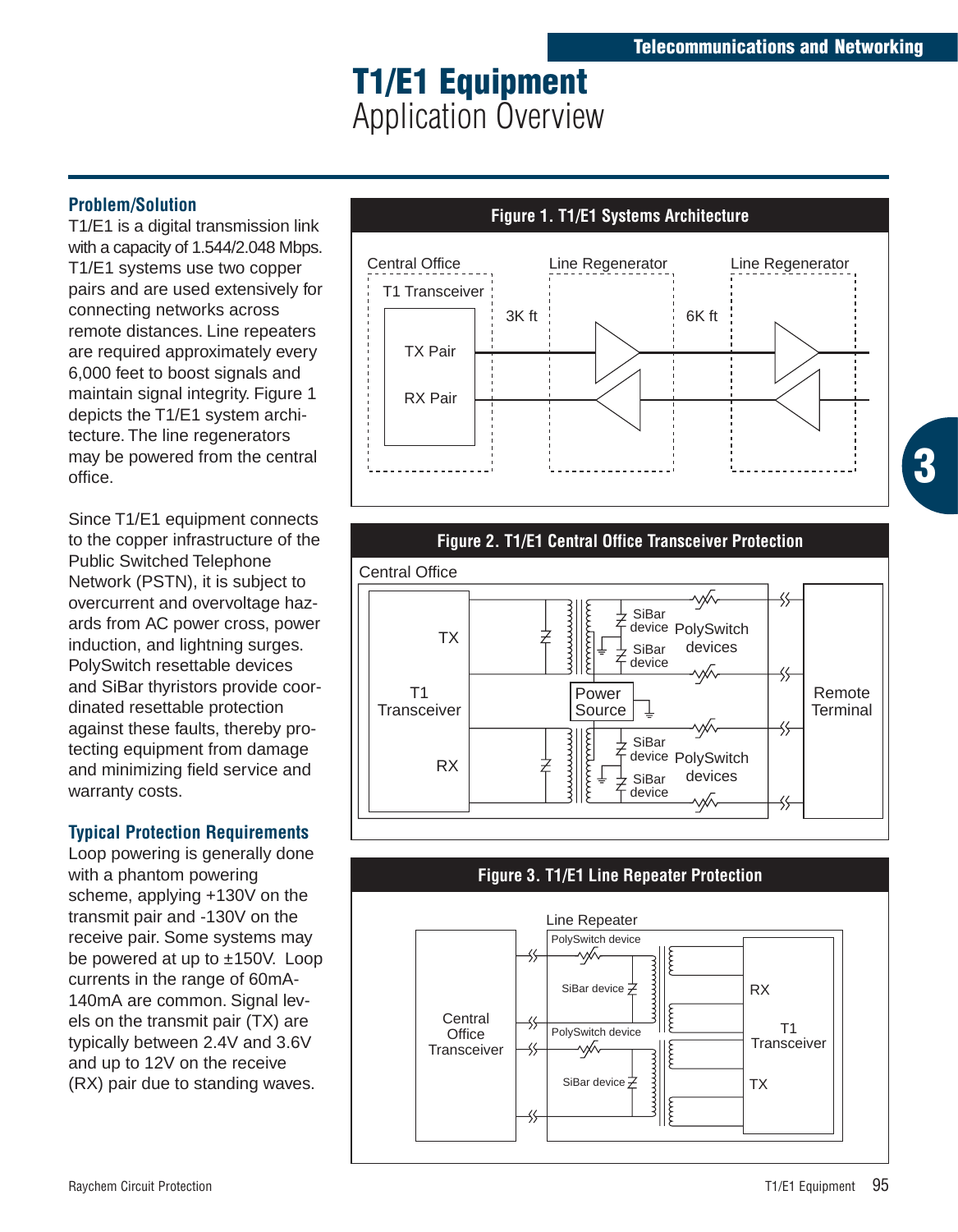# T1/E1 Equipment
## Application Overview

### Problem/Solution

T1/E1 is a digital transmission link with a capacity of 1.544/2.048 Mbps. T1/E1 systems use two copper pairs and are used extensively for connecting networks across remote distances. Line repeaters are required approximately every 6,000 feet to boost signals and maintain signal integrity. Figure 1 depicts the T1/E1 system architecture. The line regenerators may be powered from the central office.

Since T1/E1 equipment connects to the copper infrastructure of the Public Switched Telephone Network (PSTN), it is subject to overcurrent and overvoltage hazards from AC power cross, power induction, and lightning surges. PolySwitch resettable devices and SiBar thyristors provide coordinated resettable protection against these faults, thereby protecting equipment from damage and minimizing field service and warranty costs.

### Typical Protection Requirements

Loop powering is generally done with a phantom powering scheme, applying +130V on the transmit pair and -130V on the receive pair. Some systems may be powered at up to ±150V. Loop currents in the range of 60mA-140mA are common. Signal levels on the transmit pair (TX) are typically between 2.4V and 3.6V and up to 12V on the receive (RX) pair due to standing waves.

**Figure 1. T1/E1 Systems Architecture**

Central Office — T1 Transceiver (TX Pair, RX Pair) — 3K ft — Line Regenerator — 6K ft — Line Regenerator

**Figure 2. T1/E1 Central Office Transceiver Protection**

Central Office: T1 Transceiver (TX, RX), SiBar device, PolySwitch devices, Power Source, Remote Terminal

**Figure 3. T1/E1 Line Repeater Protection**

Line Repeater: Central Office Transceiver, PolySwitch device, SiBar device, T1 Transceiver (RX, TX)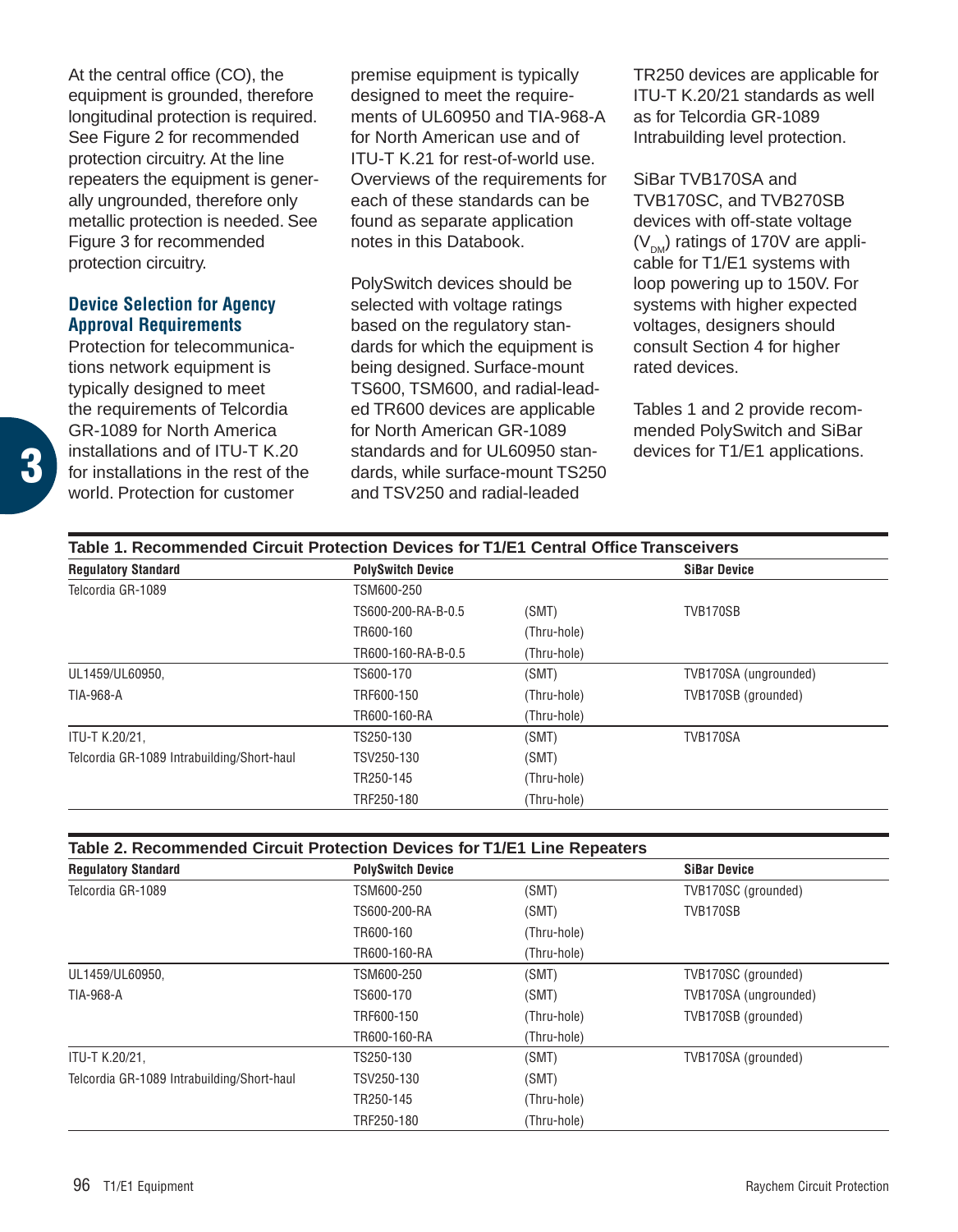At the central office (CO), the equipment is grounded, therefore longitudinal protection is required. See Figure 2 for recommended protection circuitry. At the line repeaters the equipment is generally ungrounded, therefore only metallic protection is needed. See Figure 3 for recommended protection circuitry.

### Device Selection for Agency Approval Requirements

Protection for telecommunications network equipment is typically designed to meet the requirements of Telcordia GR-1089 for North America installations and of ITU-T K.20 for installations in the rest of the world. Protection for customer premise equipment is typically designed to meet the requirements of UL60950 and TIA-968-A for North American use and of ITU-T K.21 for rest-of-world use. Overviews of the requirements for each of these standards can be found as separate application notes in this Databook.

PolySwitch devices should be selected with voltage ratings based on the regulatory standards for which the equipment is being designed. Surface-mount TS600, TSM600, and radial-leaded TR600 devices are applicable for North American GR-1089 standards and for UL60950 standards, while surface-mount TS250 and TSV250 and radial-leaded TR250 devices are applicable for ITU-T K.20/21 standards as well as for Telcordia GR-1089 Intrabuilding level protection.

SiBar TVB170SA and TVB170SC, and TVB270SB devices with off-state voltage ($V_{DM}$) ratings of 170V are applicable for T1/E1 systems with loop powering up to 150V. For systems with higher expected voltages, designers should consult Section 4 for higher rated devices.

Tables 1 and 2 provide recommended PolySwitch and SiBar devices for T1/E1 applications.

**Table 1. Recommended Circuit Protection Devices for T1/E1 Central Office Transceivers**

| Regulatory Standard | PolySwitch Device | | SiBar Device |
|---|---|---|---|
| Telcordia GR-1089 | TSM600-250 | | |
| | TS600-200-RA-B-0.5 | (SMT) | TVB170SB |
| | TR600-160 | (Thru-hole) | |
| | TR600-160-RA-B-0.5 | (Thru-hole) | |
| UL1459/UL60950, | TS600-170 | (SMT) | TVB170SA (ungrounded) |
| TIA-968-A | TRF600-150 | (Thru-hole) | TVB170SB (grounded) |
| | TR600-160-RA | (Thru-hole) | |
| ITU-T K.20/21, | TS250-130 | (SMT) | TVB170SA |
| Telcordia GR-1089 Intrabuilding/Short-haul | TSV250-130 | (SMT) | |
| | TR250-145 | (Thru-hole) | |
| | TRF250-180 | (Thru-hole) | |

**Table 2. Recommended Circuit Protection Devices for T1/E1 Line Repeaters**

| Regulatory Standard | PolySwitch Device | | SiBar Device |
|---|---|---|---|
| Telcordia GR-1089 | TSM600-250 | (SMT) | TVB170SC (grounded) |
| | TS600-200-RA | (SMT) | TVB170SB |
| | TR600-160 | (Thru-hole) | |
| | TR600-160-RA | (Thru-hole) | |
| UL1459/UL60950, | TSM600-250 | (SMT) | TVB170SC (grounded) |
| TIA-968-A | TS600-170 | (SMT) | TVB170SA (ungrounded) |
| | TRF600-150 | (Thru-hole) | TVB170SB (grounded) |
| | TR600-160-RA | (Thru-hole) | |
| ITU-T K.20/21, | TS250-130 | (SMT) | TVB170SA (grounded) |
| Telcordia GR-1089 Intrabuilding/Short-haul | TSV250-130 | (SMT) | |
| | TR250-145 | (Thru-hole) | |
| | TRF250-180 | (Thru-hole) | |